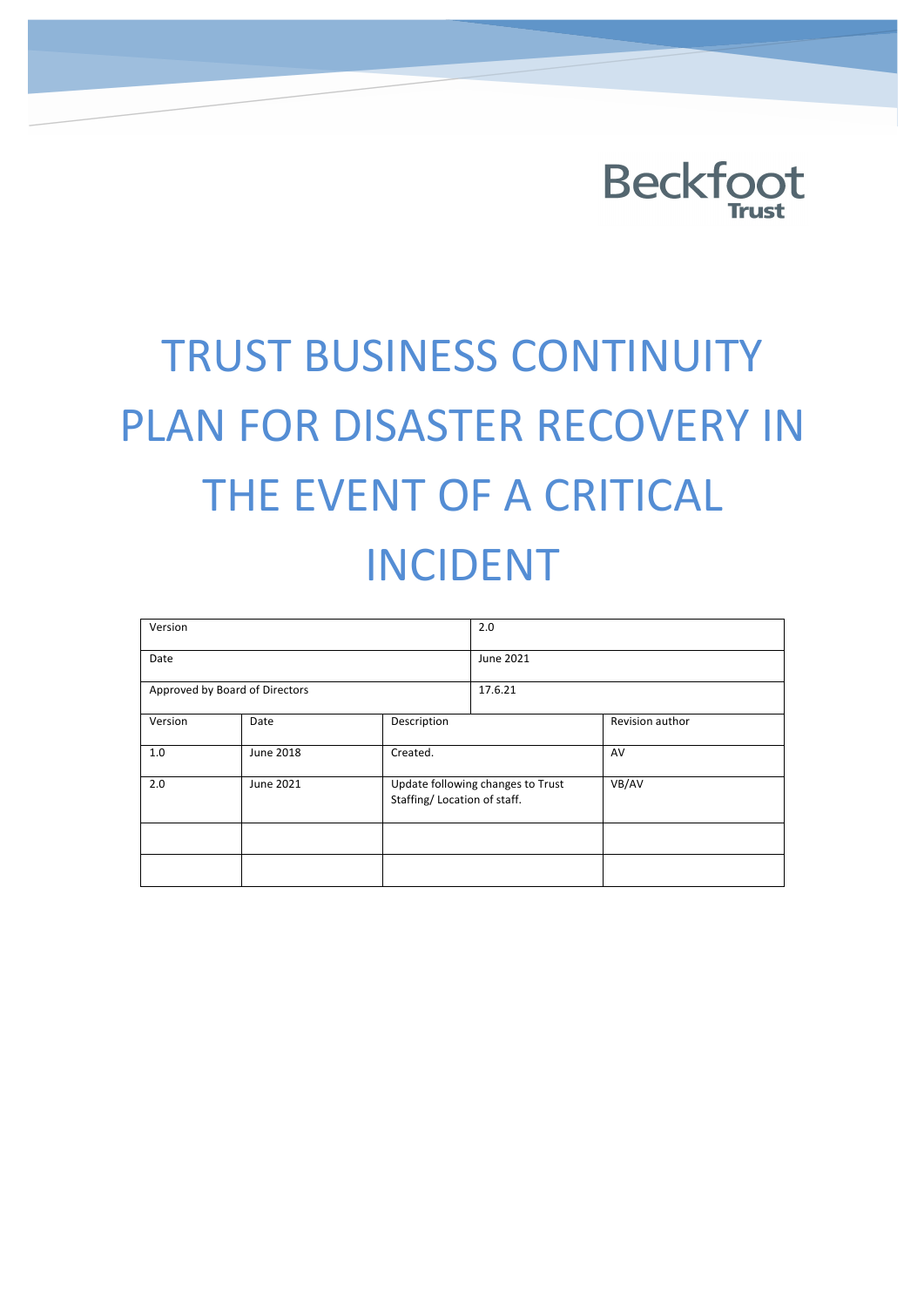Beckfoot Trust

# TRUST BUSINESS CONTINUITY PLAN FOR DISASTER RECOVERY IN THE EVENT OF A CRITICAL INCIDENT

| Version | | | 2.0 | |
|---|---|---|---|---|
| Date | | | June 2021 | |
| Approved by Board of Directors | | | 17.6.21 | |
| Version | Date | Description | | Revision author |
| 1.0 | June 2018 | Created. | | AV |
| 2.0 | June 2021 | Update following changes to Trust Staffing/ Location of staff. | | VB/AV |
| | | | | |
| | | | | |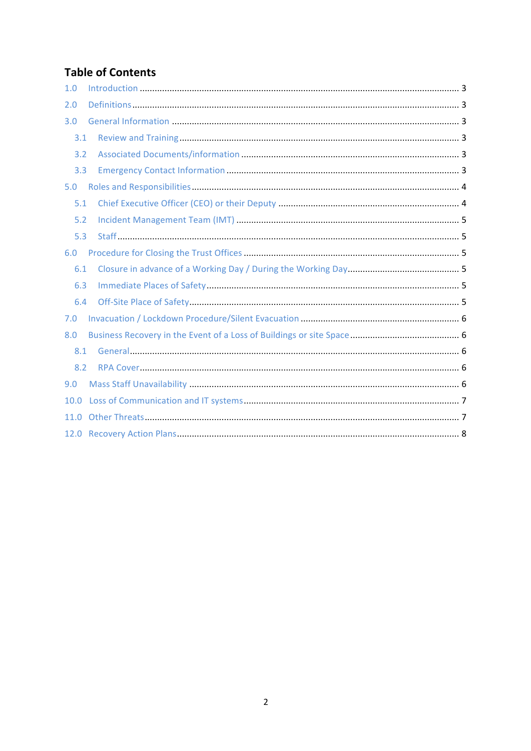# Table of Contents

- 1.0 Introduction ..... 3
- 2.0 Definitions ..... 3
- 3.0 General Information ..... 3
  - 3.1 Review and Training ..... 3
  - 3.2 Associated Documents/information ..... 3
  - 3.3 Emergency Contact Information ..... 3
- 5.0 Roles and Responsibilities ..... 4
  - 5.1 Chief Executive Officer (CEO) or their Deputy ..... 4
  - 5.2 Incident Management Team (IMT) ..... 5
  - 5.3 Staff ..... 5
- 6.0 Procedure for Closing the Trust Offices ..... 5
  - 6.1 Closure in advance of a Working Day / During the Working Day ..... 5
  - 6.3 Immediate Places of Safety ..... 5
  - 6.4 Off-Site Place of Safety ..... 5
- 7.0 Invacuation / Lockdown Procedure/Silent Evacuation ..... 6
- 8.0 Business Recovery in the Event of a Loss of Buildings or site Space ..... 6
  - 8.1 General ..... 6
  - 8.2 RPA Cover ..... 6
- 9.0 Mass Staff Unavailability ..... 6
- 10.0 Loss of Communication and IT systems ..... 7
- 11.0 Other Threats ..... 7
- 12.0 Recovery Action Plans ..... 8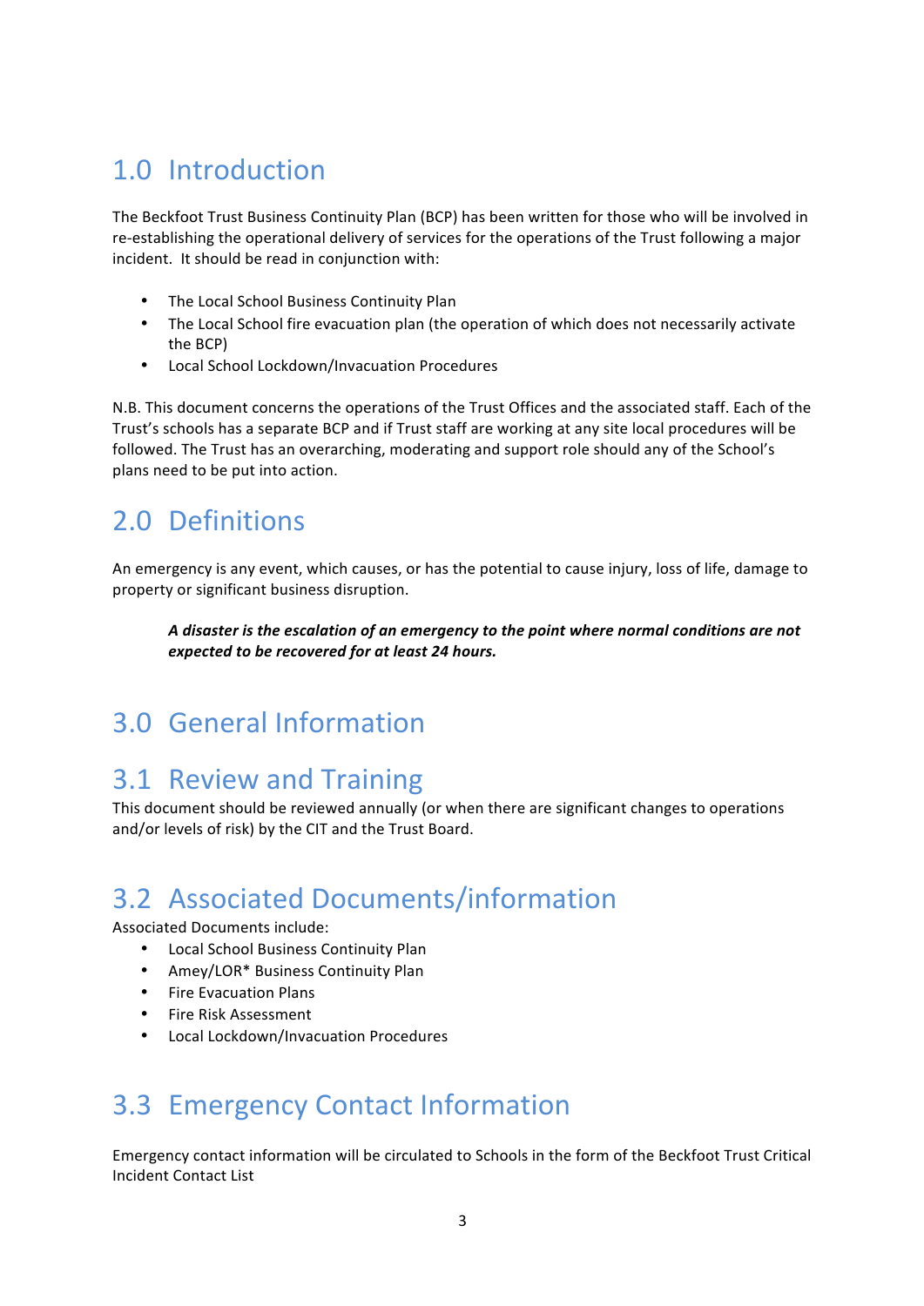# 1.0 Introduction

The Beckfoot Trust Business Continuity Plan (BCP) has been written for those who will be involved in re-establishing the operational delivery of services for the operations of the Trust following a major incident. It should be read in conjunction with:

- The Local School Business Continuity Plan
- The Local School fire evacuation plan (the operation of which does not necessarily activate the BCP)
- Local School Lockdown/Invacuation Procedures

N.B. This document concerns the operations of the Trust Offices and the associated staff. Each of the Trust's schools has a separate BCP and if Trust staff are working at any site local procedures will be followed. The Trust has an overarching, moderating and support role should any of the School's plans need to be put into action.

# 2.0 Definitions

An emergency is any event, which causes, or has the potential to cause injury, loss of life, damage to property or significant business disruption.

> ***A disaster is the escalation of an emergency to the point where normal conditions are not expected to be recovered for at least 24 hours.***

# 3.0 General Information

## 3.1 Review and Training

This document should be reviewed annually (or when there are significant changes to operations and/or levels of risk) by the CIT and the Trust Board.

## 3.2 Associated Documents/information

Associated Documents include:

- Local School Business Continuity Plan
- Amey/LOR* Business Continuity Plan
- Fire Evacuation Plans
- Fire Risk Assessment
- Local Lockdown/Invacuation Procedures

## 3.3 Emergency Contact Information

Emergency contact information will be circulated to Schools in the form of the Beckfoot Trust Critical Incident Contact List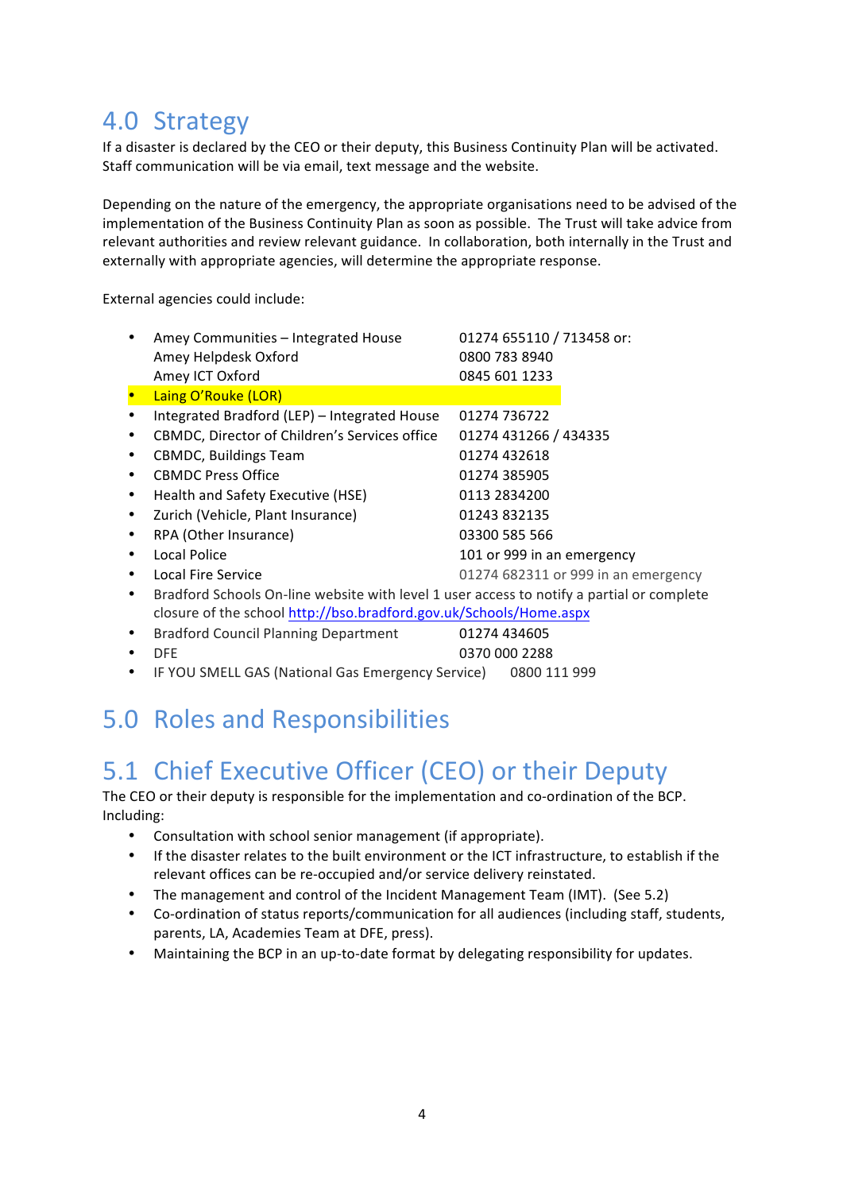## 4.0 Strategy

If a disaster is declared by the CEO or their deputy, this Business Continuity Plan will be activated. Staff communication will be via email, text message and the website.

Depending on the nature of the emergency, the appropriate organisations need to be advised of the implementation of the Business Continuity Plan as soon as possible. The Trust will take advice from relevant authorities and review relevant guidance. In collaboration, both internally in the Trust and externally with appropriate agencies, will determine the appropriate response.

External agencies could include:

- Amey Communities – Integrated House — 01274 655110 / 713458 or:
  Amey Helpdesk Oxford — 0800 783 8940
  Amey ICT Oxford — 0845 601 1233
- Laing O'Rouke (LOR)
- Integrated Bradford (LEP) – Integrated House — 01274 736722
- CBMDC, Director of Children's Services office — 01274 431266 / 434335
- CBMDC, Buildings Team — 01274 432618
- CBMDC Press Office — 01274 385905
- Health and Safety Executive (HSE) — 0113 2834200
- Zurich (Vehicle, Plant Insurance) — 01243 832135
- RPA (Other Insurance) — 03300 585 566
- Local Police — 101 or 999 in an emergency
- Local Fire Service — 01274 682311 or 999 in an emergency
- Bradford Schools On-line website with level 1 user access to notify a partial or complete closure of the school http://bso.bradford.gov.uk/Schools/Home.aspx
- Bradford Council Planning Department — 01274 434605
- DFE — 0370 000 2288
- IF YOU SMELL GAS (National Gas Emergency Service) — 0800 111 999

## 5.0 Roles and Responsibilities

## 5.1 Chief Executive Officer (CEO) or their Deputy

The CEO or their deputy is responsible for the implementation and co-ordination of the BCP. Including:

- Consultation with school senior management (if appropriate).
- If the disaster relates to the built environment or the ICT infrastructure, to establish if the relevant offices can be re-occupied and/or service delivery reinstated.
- The management and control of the Incident Management Team (IMT). (See 5.2)
- Co-ordination of status reports/communication for all audiences (including staff, students, parents, LA, Academies Team at DFE, press).
- Maintaining the BCP in an up-to-date format by delegating responsibility for updates.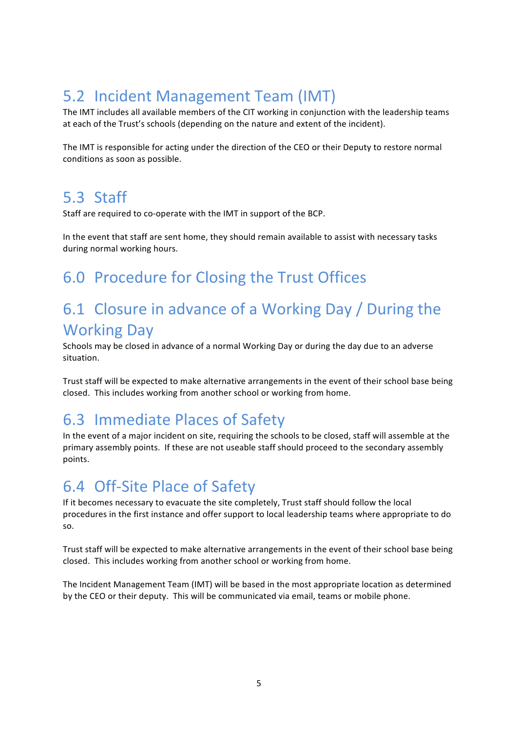## 5.2 Incident Management Team (IMT)

The IMT includes all available members of the CIT working in conjunction with the leadership teams at each of the Trust's schools (depending on the nature and extent of the incident).

The IMT is responsible for acting under the direction of the CEO or their Deputy to restore normal conditions as soon as possible.

## 5.3 Staff

Staff are required to co-operate with the IMT in support of the BCP.

In the event that staff are sent home, they should remain available to assist with necessary tasks during normal working hours.

# 6.0 Procedure for Closing the Trust Offices

## 6.1 Closure in advance of a Working Day / During the Working Day

Schools may be closed in advance of a normal Working Day or during the day due to an adverse situation.

Trust staff will be expected to make alternative arrangements in the event of their school base being closed. This includes working from another school or working from home.

## 6.3 Immediate Places of Safety

In the event of a major incident on site, requiring the schools to be closed, staff will assemble at the primary assembly points. If these are not useable staff should proceed to the secondary assembly points.

## 6.4 Off-Site Place of Safety

If it becomes necessary to evacuate the site completely, Trust staff should follow the local procedures in the first instance and offer support to local leadership teams where appropriate to do so.

Trust staff will be expected to make alternative arrangements in the event of their school base being closed. This includes working from another school or working from home.

The Incident Management Team (IMT) will be based in the most appropriate location as determined by the CEO or their deputy. This will be communicated via email, teams or mobile phone.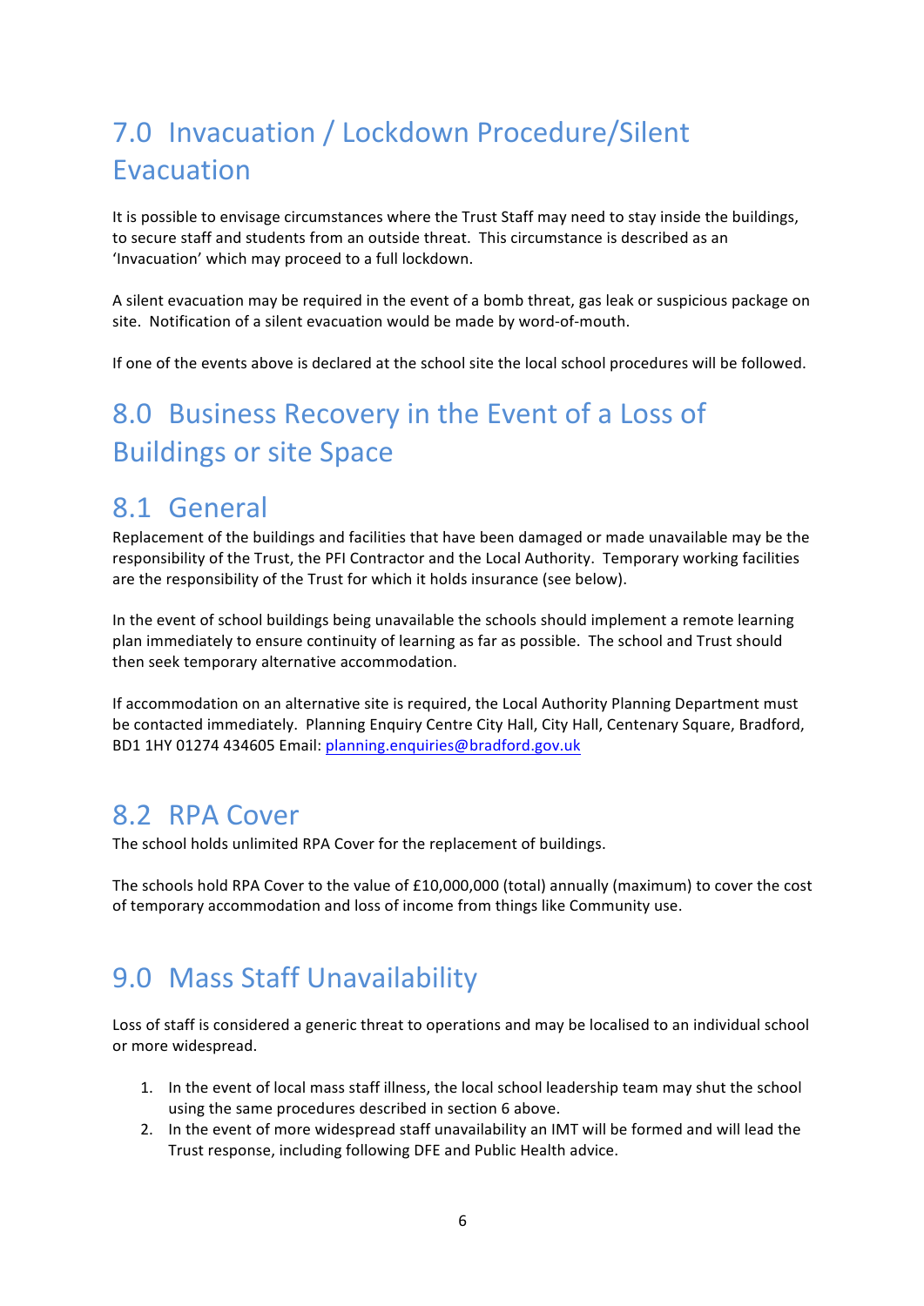# 7.0 Invacuation / Lockdown Procedure/Silent Evacuation

It is possible to envisage circumstances where the Trust Staff may need to stay inside the buildings, to secure staff and students from an outside threat. This circumstance is described as an 'Invacuation' which may proceed to a full lockdown.

A silent evacuation may be required in the event of a bomb threat, gas leak or suspicious package on site. Notification of a silent evacuation would be made by word-of-mouth.

If one of the events above is declared at the school site the local school procedures will be followed.

# 8.0 Business Recovery in the Event of a Loss of Buildings or site Space

## 8.1 General

Replacement of the buildings and facilities that have been damaged or made unavailable may be the responsibility of the Trust, the PFI Contractor and the Local Authority. Temporary working facilities are the responsibility of the Trust for which it holds insurance (see below).

In the event of school buildings being unavailable the schools should implement a remote learning plan immediately to ensure continuity of learning as far as possible. The school and Trust should then seek temporary alternative accommodation.

If accommodation on an alternative site is required, the Local Authority Planning Department must be contacted immediately. Planning Enquiry Centre City Hall, City Hall, Centenary Square, Bradford, BD1 1HY 01274 434605 Email: planning.enquiries@bradford.gov.uk

## 8.2 RPA Cover

The school holds unlimited RPA Cover for the replacement of buildings.

The schools hold RPA Cover to the value of £10,000,000 (total) annually (maximum) to cover the cost of temporary accommodation and loss of income from things like Community use.

# 9.0 Mass Staff Unavailability

Loss of staff is considered a generic threat to operations and may be localised to an individual school or more widespread.

1. In the event of local mass staff illness, the local school leadership team may shut the school using the same procedures described in section 6 above.
2. In the event of more widespread staff unavailability an IMT will be formed and will lead the Trust response, including following DFE and Public Health advice.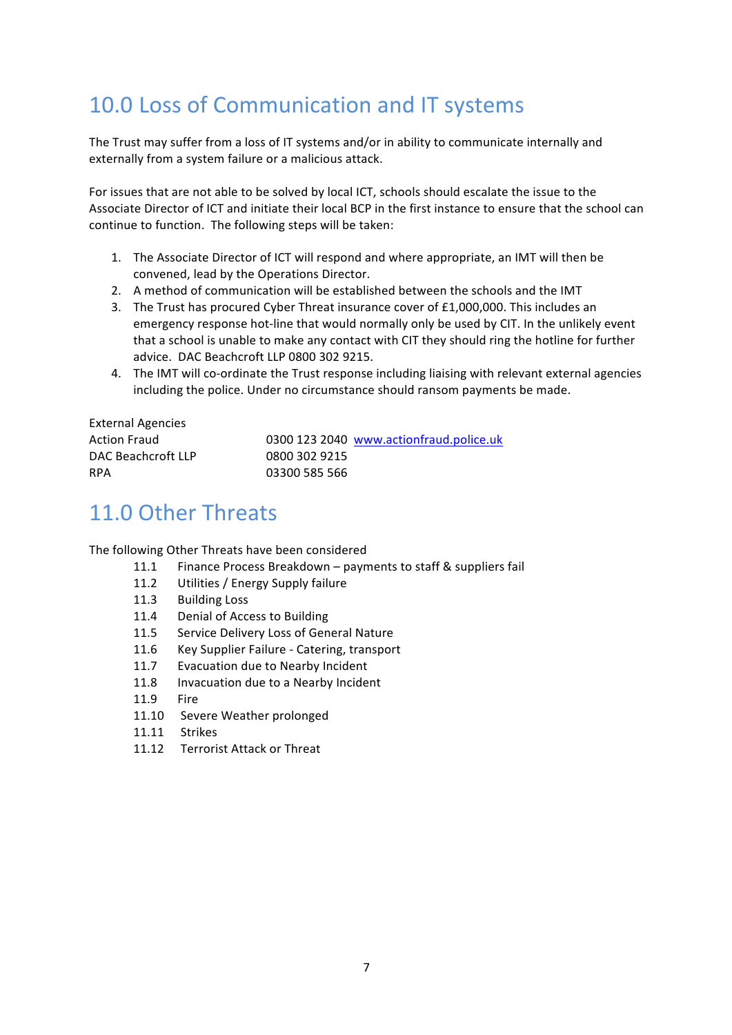## 10.0 Loss of Communication and IT systems

The Trust may suffer from a loss of IT systems and/or in ability to communicate internally and externally from a system failure or a malicious attack.

For issues that are not able to be solved by local ICT, schools should escalate the issue to the Associate Director of ICT and initiate their local BCP in the first instance to ensure that the school can continue to function. The following steps will be taken:

1. The Associate Director of ICT will respond and where appropriate, an IMT will then be convened, lead by the Operations Director.
2. A method of communication will be established between the schools and the IMT
3. The Trust has procured Cyber Threat insurance cover of £1,000,000. This includes an emergency response hot-line that would normally only be used by CIT. In the unlikely event that a school is unable to make any contact with CIT they should ring the hotline for further advice. DAC Beachcroft LLP 0800 302 9215.
4. The IMT will co-ordinate the Trust response including liaising with relevant external agencies including the police. Under no circumstance should ransom payments be made.

| External Agencies | |
|---|---|
| Action Fraud | 0300 123 2040 www.actionfraud.police.uk |
| DAC Beachcroft LLP | 0800 302 9215 |
| RPA | 03300 585 566 |

## 11.0 Other Threats

The following Other Threats have been considered

- 11.1 Finance Process Breakdown – payments to staff & suppliers fail
- 11.2 Utilities / Energy Supply failure
- 11.3 Building Loss
- 11.4 Denial of Access to Building
- 11.5 Service Delivery Loss of General Nature
- 11.6 Key Supplier Failure - Catering, transport
- 11.7 Evacuation due to Nearby Incident
- 11.8 Invacuation due to a Nearby Incident
- 11.9 Fire
- 11.10 Severe Weather prolonged
- 11.11 Strikes
- 11.12 Terrorist Attack or Threat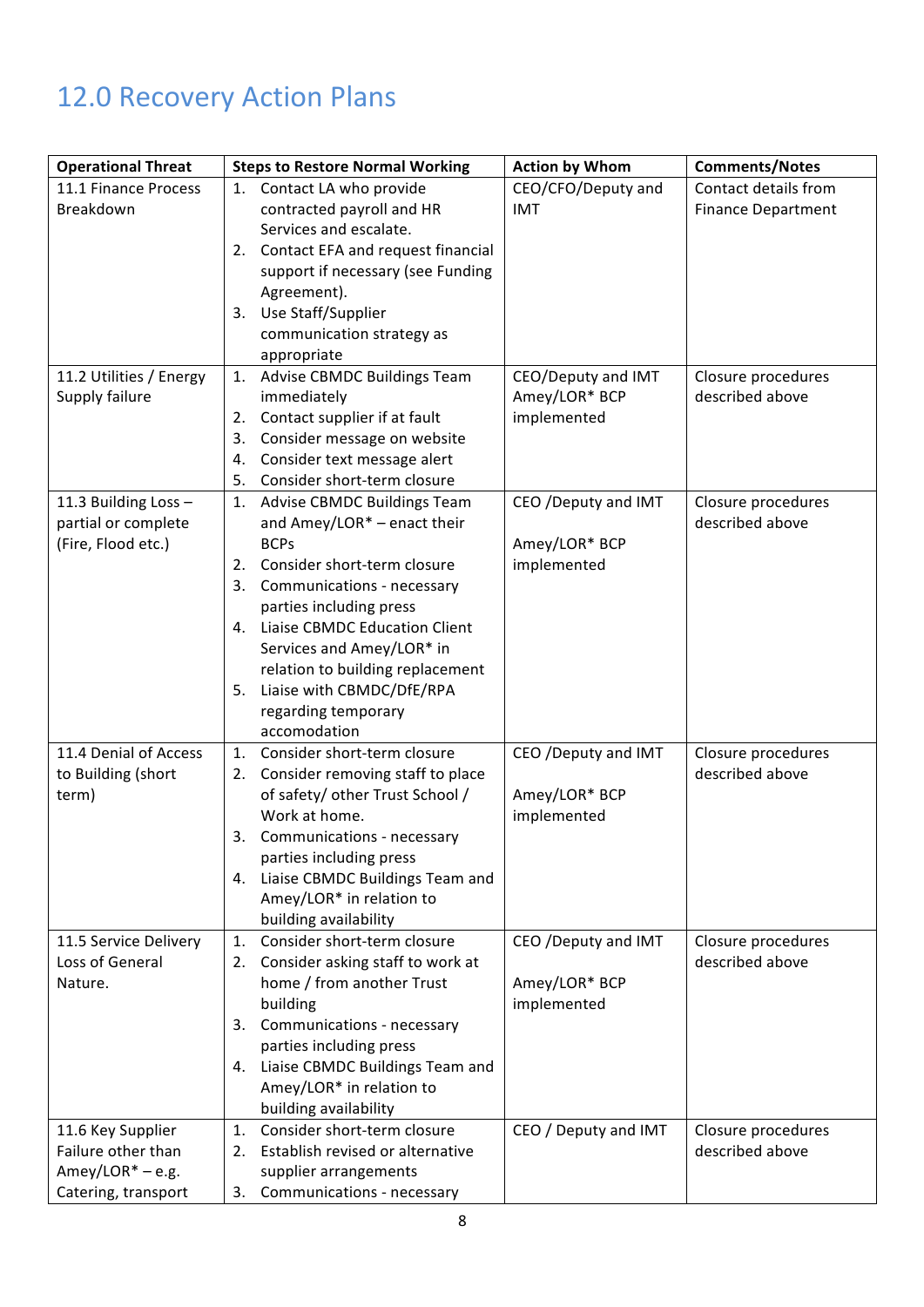# 12.0 Recovery Action Plans

| Operational Threat | Steps to Restore Normal Working | Action by Whom | Comments/Notes |
|---|---|---|---|
| 11.1 Finance Process Breakdown | 1. Contact LA who provide contracted payroll and HR Services and escalate.<br>2. Contact EFA and request financial support if necessary (see Funding Agreement).<br>3. Use Staff/Supplier communication strategy as appropriate | CEO/CFO/Deputy and IMT | Contact details from Finance Department |
| 11.2 Utilities / Energy Supply failure | 1. Advise CBMDC Buildings Team immediately<br>2. Contact supplier if at fault<br>3. Consider message on website<br>4. Consider text message alert<br>5. Consider short-term closure | CEO/Deputy and IMT Amey/LOR* BCP implemented | Closure procedures described above |
| 11.3 Building Loss – partial or complete (Fire, Flood etc.) | 1. Advise CBMDC Buildings Team and Amey/LOR* – enact their BCPs<br>2. Consider short-term closure<br>3. Communications - necessary parties including press<br>4. Liaise CBMDC Education Client Services and Amey/LOR* in relation to building replacement<br>5. Liaise with CBMDC/DfE/RPA regarding temporary accomodation | CEO /Deputy and IMT<br><br>Amey/LOR* BCP implemented | Closure procedures described above |
| 11.4 Denial of Access to Building (short term) | 1. Consider short-term closure<br>2. Consider removing staff to place of safety/ other Trust School / Work at home.<br>3. Communications - necessary parties including press<br>4. Liaise CBMDC Buildings Team and Amey/LOR* in relation to building availability | CEO /Deputy and IMT<br><br>Amey/LOR* BCP implemented | Closure procedures described above |
| 11.5 Service Delivery Loss of General Nature. | 1. Consider short-term closure<br>2. Consider asking staff to work at home / from another Trust building<br>3. Communications - necessary parties including press<br>4. Liaise CBMDC Buildings Team and Amey/LOR* in relation to building availability | CEO /Deputy and IMT<br><br>Amey/LOR* BCP implemented | Closure procedures described above |
| 11.6 Key Supplier Failure other than Amey/LOR* – e.g. Catering, transport | 1. Consider short-term closure<br>2. Establish revised or alternative supplier arrangements<br>3. Communications - necessary | CEO / Deputy and IMT | Closure procedures described above |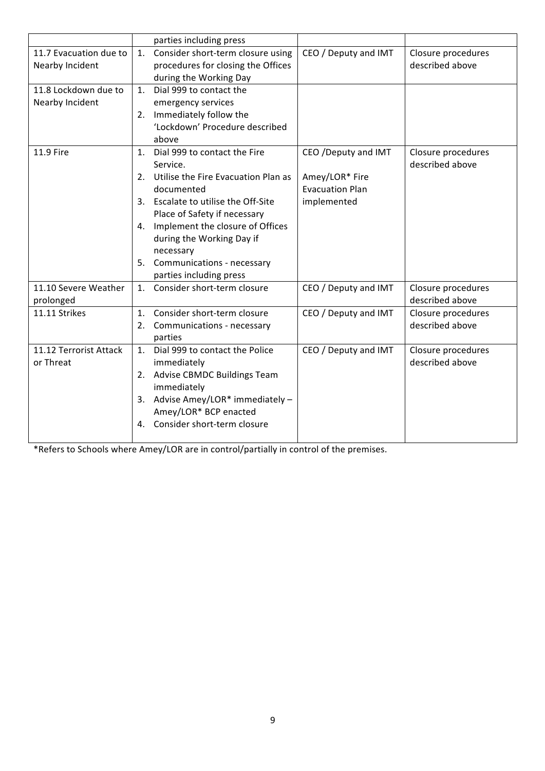| | | | |
|---|---|---|---|
| | parties including press | | |
| 11.7 Evacuation due to Nearby Incident | 1. Consider short-term closure using procedures for closing the Offices during the Working Day | CEO / Deputy and IMT | Closure procedures described above |
| 11.8 Lockdown due to Nearby Incident | 1. Dial 999 to contact the emergency services<br>2. Immediately follow the 'Lockdown' Procedure described above | | |
| 11.9 Fire | 1. Dial 999 to contact the Fire Service.<br>2. Utilise the Fire Evacuation Plan as documented<br>3. Escalate to utilise the Off-Site Place of Safety if necessary<br>4. Implement the closure of Offices during the Working Day if necessary<br>5. Communications - necessary parties including press | CEO /Deputy and IMT<br><br>Amey/LOR* Fire Evacuation Plan implemented | Closure procedures described above |
| 11.10 Severe Weather prolonged | 1. Consider short-term closure | CEO / Deputy and IMT | Closure procedures described above |
| 11.11 Strikes | 1. Consider short-term closure<br>2. Communications - necessary parties | CEO / Deputy and IMT | Closure procedures described above |
| 11.12 Terrorist Attack or Threat | 1. Dial 999 to contact the Police immediately<br>2. Advise CBMDC Buildings Team immediately<br>3. Advise Amey/LOR* immediately – Amey/LOR* BCP enacted<br>4. Consider short-term closure | CEO / Deputy and IMT | Closure procedures described above |

*Refers to Schools where Amey/LOR are in control/partially in control of the premises.